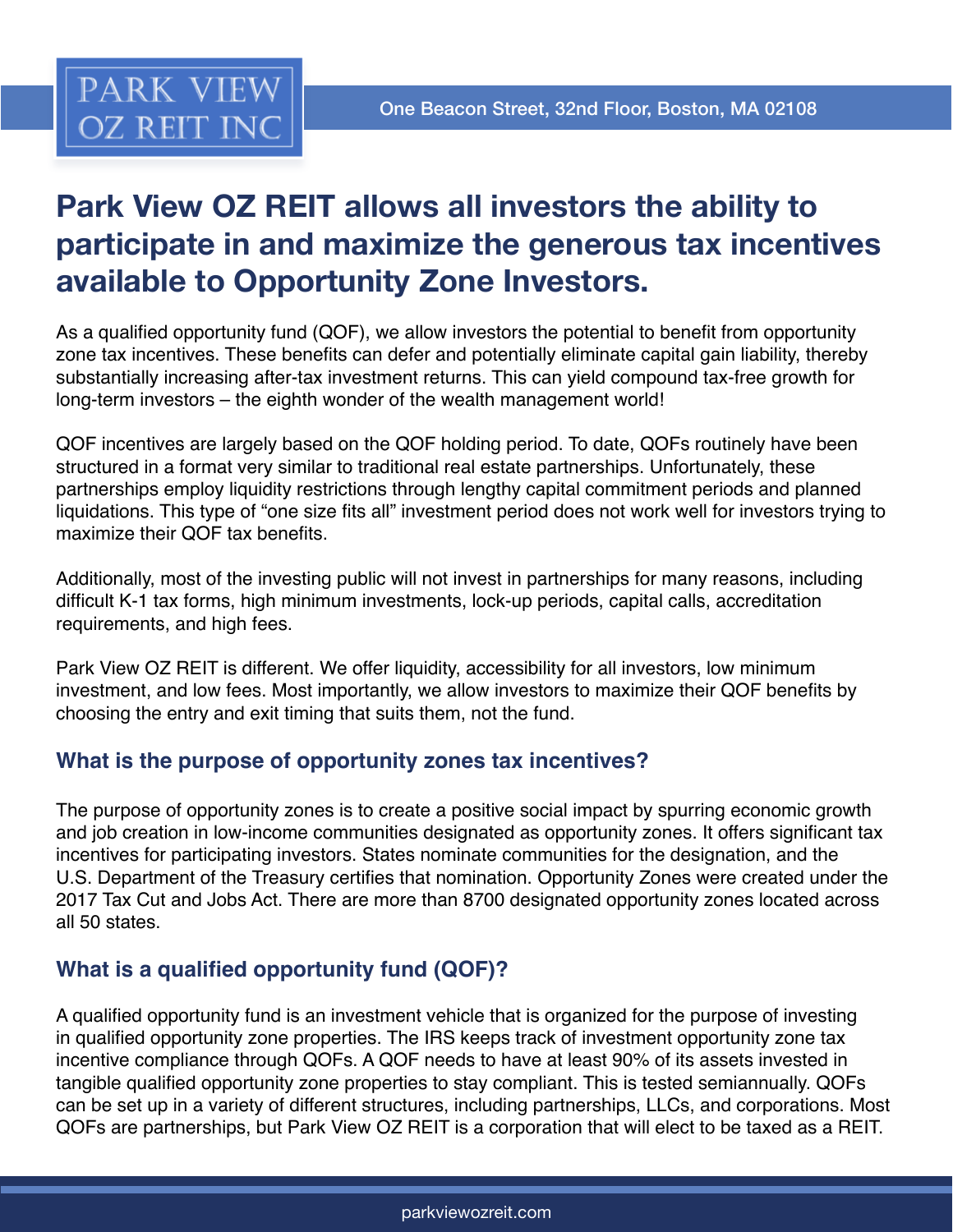# Park View OZ REIT allows all investors the ability to participate in and maximize the generous tax incentives available to Opportunity Zone Investors.

As a qualified opportunity fund (QOF), we allow investors the potential to benefit from opportunity zone tax incentives. These benefits can defer and potentially eliminate capital gain liability, thereby substantially increasing after-tax investment returns. This can yield compound tax-free growth for long-term investors – the eighth wonder of the wealth management world!

QOF incentives are largely based on the QOF holding period. To date, QOFs routinely have been structured in a format very similar to traditional real estate partnerships. Unfortunately, these partnerships employ liquidity restrictions through lengthy capital commitment periods and planned liquidations. This type of "one size fits all" investment period does not work well for investors trying to maximize their QOF tax benefits.

Additionally, most of the investing public will not invest in partnerships for many reasons, including difficult K-1 tax forms, high minimum investments, lock-up periods, capital calls, accreditation requirements, and high fees.

Park View OZ REIT is different. We offer liquidity, accessibility for all investors, low minimum investment, and low fees. Most importantly, we allow investors to maximize their QOF benefits by choosing the entry and exit timing that suits them, not the fund.

## What is the purpose of opportunity zones tax incentives?

The purpose of opportunity zones is to create a positive social impact by spurring economic growth and job creation in low-income communities designated as opportunity zones. It offers significant tax incentives for participating investors. States nominate communities for the designation, and the U.S. Department of the Treasury certifies that nomination. Opportunity Zones were created under the 2017 Tax Cut and Jobs Act. There are more than 8700 designated opportunity zones located across all 50 states.

## What is a qualified opportunity fund (QOF)?

A qualified opportunity fund is an investment vehicle that is organized for the purpose of investing in qualified opportunity zone properties. The IRS keeps track of investment opportunity zone tax incentive compliance through QOFs. A QOF needs to have at least 90% of its assets invested in tangible qualified opportunity zone properties to stay compliant. This is tested semiannually. QOFs can be set up in a variety of different structures, including partnerships, LLCs, and corporations. Most QOFs are partnerships, but Park View OZ REIT is a corporation that will elect to be taxed as a REIT.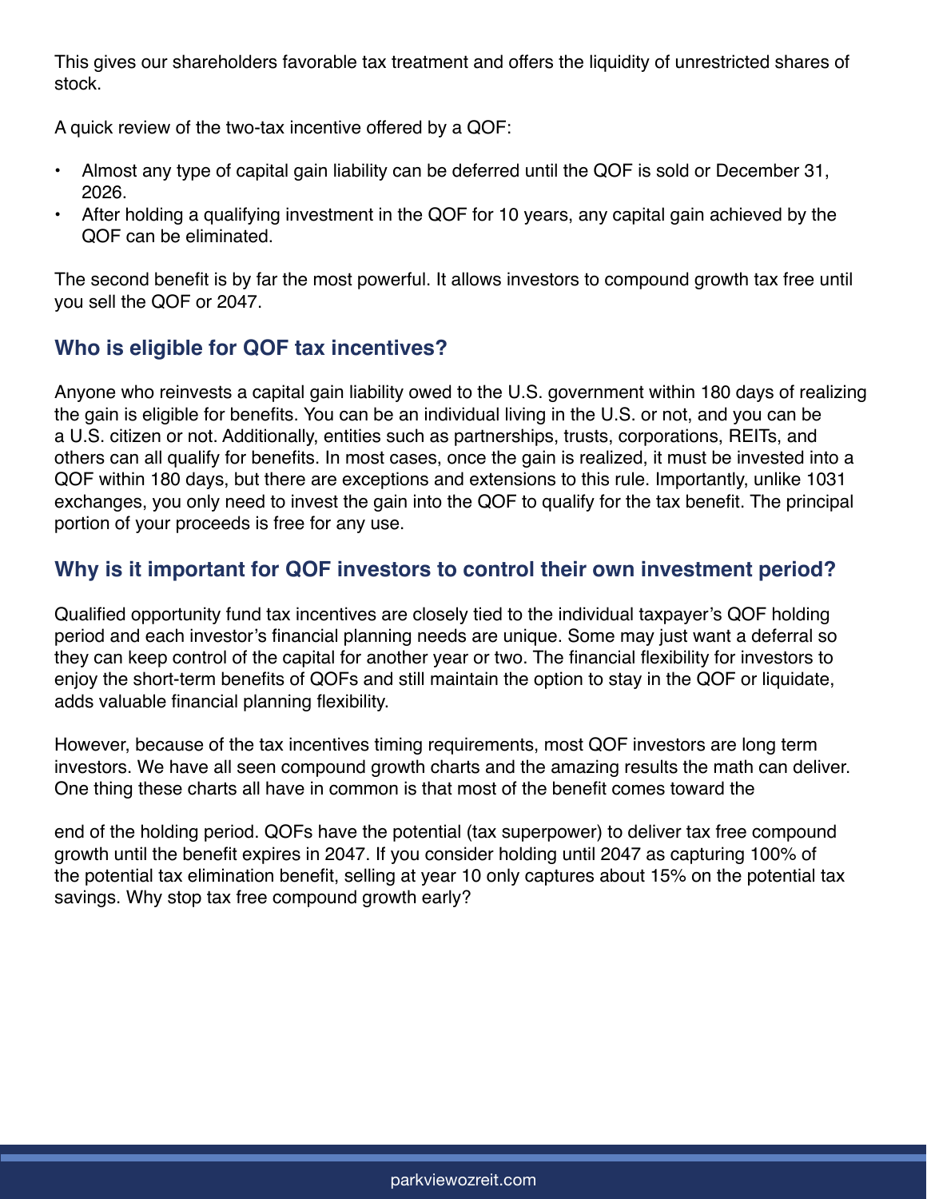This gives our shareholders favorable tax treatment and offers the liquidity of unrestricted shares of stock.

A quick review of the two-tax incentive offered by a QOF:

- Almost any type of capital gain liability can be deferred until the QOF is sold or December 31, 2026.
- After holding a qualifying investment in the QOF for 10 years, any capital gain achieved by the QOF can be eliminated.

The second benefit is by far the most powerful. It allows investors to compound growth tax free until you sell the QOF or 2047.

## Who is eligible for QOF tax incentives?

Anyone who reinvests a capital gain liability owed to the U.S. government within 180 days of realizing the gain is eligible for benefits. You can be an individual living in the U.S. or not, and you can be a U.S. citizen or not. Additionally, entities such as partnerships, trusts, corporations, REITs, and others can all qualify for benefits. In most cases, once the gain is realized, it must be invested into a QOF within 180 days, but there are exceptions and extensions to this rule. Importantly, unlike 1031 exchanges, you only need to invest the gain into the QOF to qualify for the tax benefit. The principal portion of your proceeds is free for any use.

## Why is it important for QOF investors to control their own investment period?

Qualified opportunity fund tax incentives are closely tied to the individual taxpayer's QOF holding period and each investor's financial planning needs are unique. Some may just want a deferral so they can keep control of the capital for another year or two. The financial flexibility for investors to enjoy the short-term benefits of QOFs and still maintain the option to stay in the QOF or liquidate, adds valuable financial planning flexibility.

However, because of the tax incentives timing requirements, most QOF investors are long term investors. We have all seen compound growth charts and the amazing results the math can deliver. One thing these charts all have in common is that most of the benefit comes toward the end of the holding period. QOFs have the potential (tax superpower) to deliver tax free compound growth until the benefit expires in 2047. If you consider holding until 2047 as capturing 100% of the potential tax elimination benefit, selling at year 10 only captures about 15% on the potential tax savings. Why stop tax free compound growth early?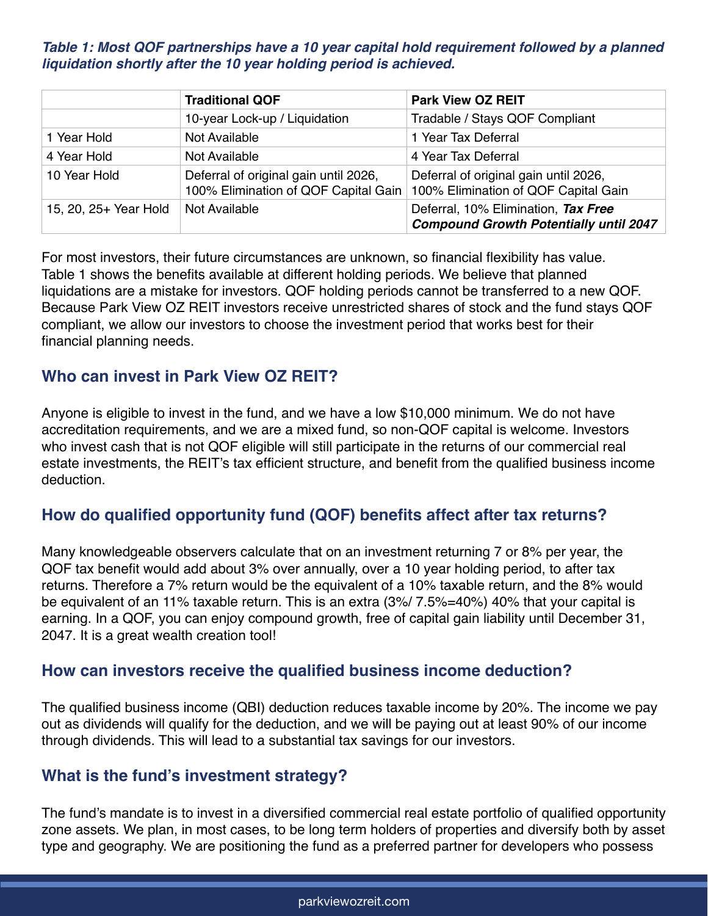***Table 1: Most QOF partnerships have a 10 year capital hold requirement followed by a planned liquidation shortly after the 10 year holding period is achieved.***

| | **Traditional QOF** | **Park View OZ REIT** |
|---|---|---|
| | 10-year Lock-up / Liquidation | Tradable / Stays QOF Compliant |
| 1 Year Hold | Not Available | 1 Year Tax Deferral |
| 4 Year Hold | Not Available | 4 Year Tax Deferral |
| 10 Year Hold | Deferral of original gain until 2026, 100% Elimination of QOF Capital Gain | Deferral of original gain until 2026, 100% Elimination of QOF Capital Gain |
| 15, 20, 25+ Year Hold | Not Available | Deferral, 10% Elimination, ***Tax Free Compound Growth Potentially until 2047*** |

For most investors, their future circumstances are unknown, so financial flexibility has value. Table 1 shows the benefits available at different holding periods. We believe that planned liquidations are a mistake for investors. QOF holding periods cannot be transferred to a new QOF. Because Park View OZ REIT investors receive unrestricted shares of stock and the fund stays QOF compliant, we allow our investors to choose the investment period that works best for their financial planning needs.

## Who can invest in Park View OZ REIT?

Anyone is eligible to invest in the fund, and we have a low $10,000 minimum. We do not have accreditation requirements, and we are a mixed fund, so non-QOF capital is welcome. Investors who invest cash that is not QOF eligible will still participate in the returns of our commercial real estate investments, the REIT's tax efficient structure, and benefit from the qualified business income deduction.

## How do qualified opportunity fund (QOF) benefits affect after tax returns?

Many knowledgeable observers calculate that on an investment returning 7 or 8% per year, the QOF tax benefit would add about 3% over annually, over a 10 year holding period, to after tax returns. Therefore a 7% return would be the equivalent of a 10% taxable return, and the 8% would be equivalent of an 11% taxable return. This is an extra (3%/ 7.5%=40%) 40% that your capital is earning. In a QOF, you can enjoy compound growth, free of capital gain liability until December 31, 2047. It is a great wealth creation tool!

## How can investors receive the qualified business income deduction?

The qualified business income (QBI) deduction reduces taxable income by 20%. The income we pay out as dividends will qualify for the deduction, and we will be paying out at least 90% of our income through dividends. This will lead to a substantial tax savings for our investors.

## What is the fund's investment strategy?

The fund's mandate is to invest in a diversified commercial real estate portfolio of qualified opportunity zone assets. We plan, in most cases, to be long term holders of properties and diversify both by asset type and geography. We are positioning the fund as a preferred partner for developers who possess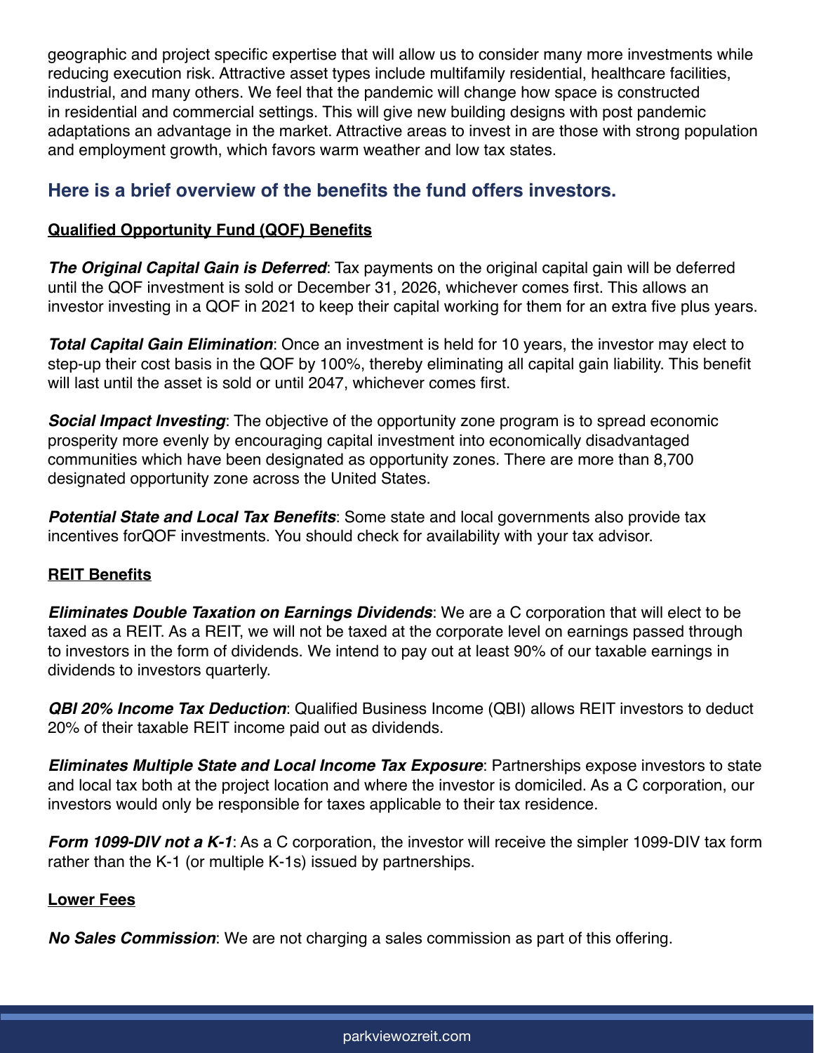geographic and project specific expertise that will allow us to consider many more investments while reducing execution risk. Attractive asset types include multifamily residential, healthcare facilities, industrial, and many others. We feel that the pandemic will change how space is constructed in residential and commercial settings. This will give new building designs with post pandemic adaptations an advantage in the market. Attractive areas to invest in are those with strong population and employment growth, which favors warm weather and low tax states.

## Here is a brief overview of the benefits the fund offers investors.

**Qualified Opportunity Fund (QOF) Benefits**

***The Original Capital Gain is Deferred***: Tax payments on the original capital gain will be deferred until the QOF investment is sold or December 31, 2026, whichever comes first. This allows an investor investing in a QOF in 2021 to keep their capital working for them for an extra five plus years.

***Total Capital Gain Elimination***: Once an investment is held for 10 years, the investor may elect to step-up their cost basis in the QOF by 100%, thereby eliminating all capital gain liability. This benefit will last until the asset is sold or until 2047, whichever comes first.

***Social Impact Investing***: The objective of the opportunity zone program is to spread economic prosperity more evenly by encouraging capital investment into economically disadvantaged communities which have been designated as opportunity zones. There are more than 8,700 designated opportunity zone across the United States.

***Potential State and Local Tax Benefits***: Some state and local governments also provide tax incentives forQOF investments. You should check for availability with your tax advisor.

**REIT Benefits**

***Eliminates Double Taxation on Earnings Dividends***: We are a C corporation that will elect to be taxed as a REIT. As a REIT, we will not be taxed at the corporate level on earnings passed through to investors in the form of dividends. We intend to pay out at least 90% of our taxable earnings in dividends to investors quarterly.

***QBI 20% Income Tax Deduction***: Qualified Business Income (QBI) allows REIT investors to deduct 20% of their taxable REIT income paid out as dividends.

***Eliminates Multiple State and Local Income Tax Exposure***: Partnerships expose investors to state and local tax both at the project location and where the investor is domiciled. As a C corporation, our investors would only be responsible for taxes applicable to their tax residence.

***Form 1099-DIV not a K-1***: As a C corporation, the investor will receive the simpler 1099-DIV tax form rather than the K-1 (or multiple K-1s) issued by partnerships.

**Lower Fees**

***No Sales Commission***: We are not charging a sales commission as part of this offering.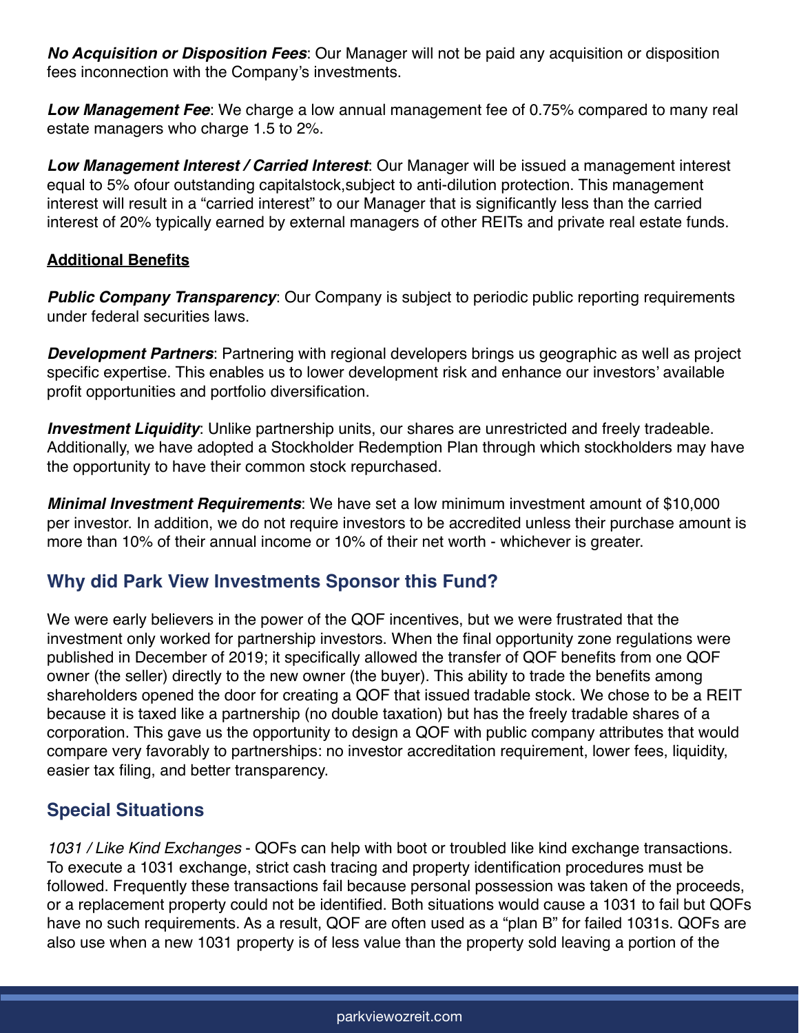***No Acquisition or Disposition Fees***: Our Manager will not be paid any acquisition or disposition fees inconnection with the Company's investments.

***Low Management Fee***: We charge a low annual management fee of 0.75% compared to many real estate managers who charge 1.5 to 2%.

***Low Management Interest / Carried Interest***: Our Manager will be issued a management interest equal to 5% ofour outstanding capitalstock,subject to anti-dilution protection. This management interest will result in a "carried interest" to our Manager that is significantly less than the carried interest of 20% typically earned by external managers of other REITs and private real estate funds.

**Additional Benefits**

***Public Company Transparency***: Our Company is subject to periodic public reporting requirements under federal securities laws.

***Development Partners***: Partnering with regional developers brings us geographic as well as project specific expertise. This enables us to lower development risk and enhance our investors' available profit opportunities and portfolio diversification.

***Investment Liquidity***: Unlike partnership units, our shares are unrestricted and freely tradeable. Additionally, we have adopted a Stockholder Redemption Plan through which stockholders may have the opportunity to have their common stock repurchased.

***Minimal Investment Requirements***: We have set a low minimum investment amount of $10,000 per investor. In addition, we do not require investors to be accredited unless their purchase amount is more than 10% of their annual income or 10% of their net worth - whichever is greater.

## Why did Park View Investments Sponsor this Fund?

We were early believers in the power of the QOF incentives, but we were frustrated that the investment only worked for partnership investors. When the final opportunity zone regulations were published in December of 2019; it specifically allowed the transfer of QOF benefits from one QOF owner (the seller) directly to the new owner (the buyer). This ability to trade the benefits among shareholders opened the door for creating a QOF that issued tradable stock. We chose to be a REIT because it is taxed like a partnership (no double taxation) but has the freely tradable shares of a corporation. This gave us the opportunity to design a QOF with public company attributes that would compare very favorably to partnerships: no investor accreditation requirement, lower fees, liquidity, easier tax filing, and better transparency.

## Special Situations

*1031 / Like Kind Exchanges* - QOFs can help with boot or troubled like kind exchange transactions. To execute a 1031 exchange, strict cash tracing and property identification procedures must be followed. Frequently these transactions fail because personal possession was taken of the proceeds, or a replacement property could not be identified. Both situations would cause a 1031 to fail but QOFs have no such requirements. As a result, QOF are often used as a "plan B" for failed 1031s. QOFs are also use when a new 1031 property is of less value than the property sold leaving a portion of the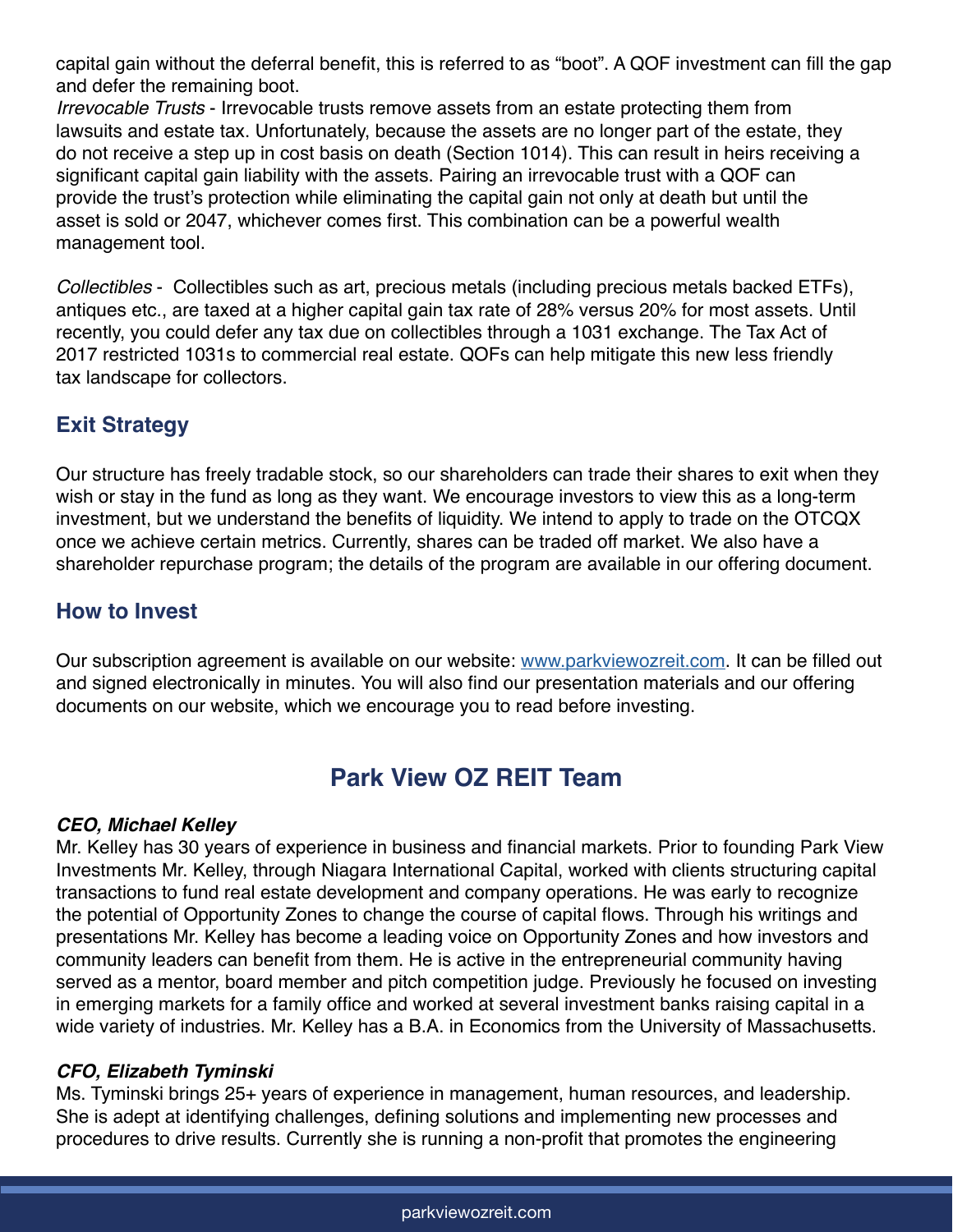capital gain without the deferral benefit, this is referred to as "boot". A QOF investment can fill the gap and defer the remaining boot.

*Irrevocable Trusts* - Irrevocable trusts remove assets from an estate protecting them from lawsuits and estate tax. Unfortunately, because the assets are no longer part of the estate, they do not receive a step up in cost basis on death (Section 1014). This can result in heirs receiving a significant capital gain liability with the assets. Pairing an irrevocable trust with a QOF can provide the trust's protection while eliminating the capital gain not only at death but until the asset is sold or 2047, whichever comes first. This combination can be a powerful wealth management tool.

*Collectibles* - Collectibles such as art, precious metals (including precious metals backed ETFs), antiques etc., are taxed at a higher capital gain tax rate of 28% versus 20% for most assets. Until recently, you could defer any tax due on collectibles through a 1031 exchange. The Tax Act of 2017 restricted 1031s to commercial real estate. QOFs can help mitigate this new less friendly tax landscape for collectors.

## Exit Strategy

Our structure has freely tradable stock, so our shareholders can trade their shares to exit when they wish or stay in the fund as long as they want. We encourage investors to view this as a long-term investment, but we understand the benefits of liquidity. We intend to apply to trade on the OTCQX once we achieve certain metrics. Currently, shares can be traded off market. We also have a shareholder repurchase program; the details of the program are available in our offering document.

## How to Invest

Our subscription agreement is available on our website: [www.parkviewozreit.com](http://www.parkviewozreit.com). It can be filled out and signed electronically in minutes. You will also find our presentation materials and our offering documents on our website, which we encourage you to read before investing.

# Park View OZ REIT Team

***CEO, Michael Kelley***

Mr. Kelley has 30 years of experience in business and financial markets. Prior to founding Park View Investments Mr. Kelley, through Niagara International Capital, worked with clients structuring capital transactions to fund real estate development and company operations. He was early to recognize the potential of Opportunity Zones to change the course of capital flows. Through his writings and presentations Mr. Kelley has become a leading voice on Opportunity Zones and how investors and community leaders can benefit from them. He is active in the entrepreneurial community having served as a mentor, board member and pitch competition judge. Previously he focused on investing in emerging markets for a family office and worked at several investment banks raising capital in a wide variety of industries. Mr. Kelley has a B.A. in Economics from the University of Massachusetts.

***CFO, Elizabeth Tyminski***

Ms. Tyminski brings 25+ years of experience in management, human resources, and leadership. She is adept at identifying challenges, defining solutions and implementing new processes and procedures to drive results. Currently she is running a non-profit that promotes the engineering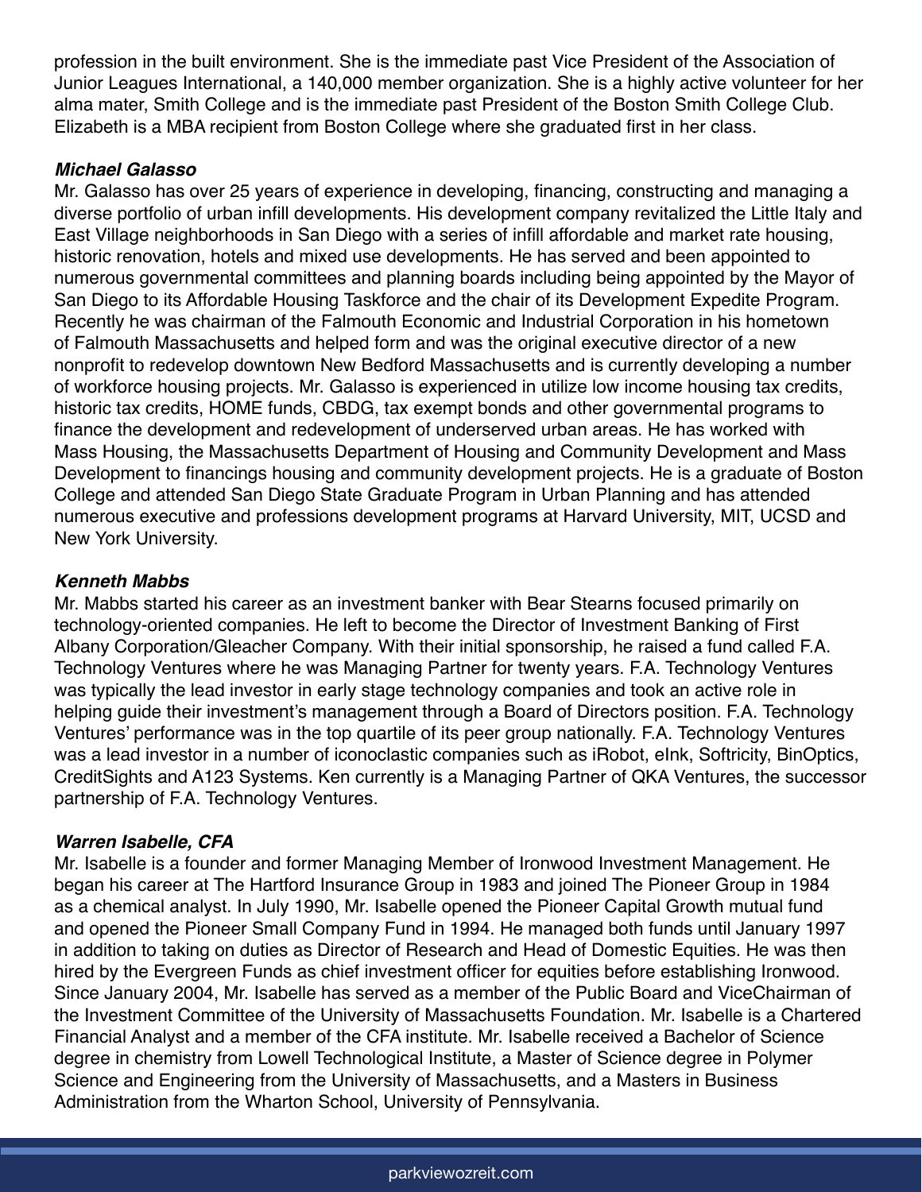profession in the built environment. She is the immediate past Vice President of the Association of Junior Leagues International, a 140,000 member organization. She is a highly active volunteer for her alma mater, Smith College and is the immediate past President of the Boston Smith College Club. Elizabeth is a MBA recipient from Boston College where she graduated first in her class.

***Michael Galasso***

Mr. Galasso has over 25 years of experience in developing, financing, constructing and managing a diverse portfolio of urban infill developments. His development company revitalized the Little Italy and East Village neighborhoods in San Diego with a series of infill affordable and market rate housing, historic renovation, hotels and mixed use developments. He has served and been appointed to numerous governmental committees and planning boards including being appointed by the Mayor of San Diego to its Affordable Housing Taskforce and the chair of its Development Expedite Program. Recently he was chairman of the Falmouth Economic and Industrial Corporation in his hometown of Falmouth Massachusetts and helped form and was the original executive director of a new nonprofit to redevelop downtown New Bedford Massachusetts and is currently developing a number of workforce housing projects. Mr. Galasso is experienced in utilize low income housing tax credits, historic tax credits, HOME funds, CBDG, tax exempt bonds and other governmental programs to finance the development and redevelopment of underserved urban areas. He has worked with Mass Housing, the Massachusetts Department of Housing and Community Development and Mass Development to financings housing and community development projects. He is a graduate of Boston College and attended San Diego State Graduate Program in Urban Planning and has attended numerous executive and professions development programs at Harvard University, MIT, UCSD and New York University.

***Kenneth Mabbs***

Mr. Mabbs started his career as an investment banker with Bear Stearns focused primarily on technology-oriented companies. He left to become the Director of Investment Banking of First Albany Corporation/Gleacher Company. With their initial sponsorship, he raised a fund called F.A. Technology Ventures where he was Managing Partner for twenty years. F.A. Technology Ventures was typically the lead investor in early stage technology companies and took an active role in helping guide their investment's management through a Board of Directors position. F.A. Technology Ventures' performance was in the top quartile of its peer group nationally. F.A. Technology Ventures was a lead investor in a number of iconoclastic companies such as iRobot, eInk, Softricity, BinOptics, CreditSights and A123 Systems. Ken currently is a Managing Partner of QKA Ventures, the successor partnership of F.A. Technology Ventures.

***Warren Isabelle, CFA***

Mr. Isabelle is a founder and former Managing Member of Ironwood Investment Management. He began his career at The Hartford Insurance Group in 1983 and joined The Pioneer Group in 1984 as a chemical analyst. In July 1990, Mr. Isabelle opened the Pioneer Capital Growth mutual fund and opened the Pioneer Small Company Fund in 1994. He managed both funds until January 1997 in addition to taking on duties as Director of Research and Head of Domestic Equities. He was then hired by the Evergreen Funds as chief investment officer for equities before establishing Ironwood. Since January 2004, Mr. Isabelle has served as a member of the Public Board and ViceChairman of the Investment Committee of the University of Massachusetts Foundation. Mr. Isabelle is a Chartered Financial Analyst and a member of the CFA institute. Mr. Isabelle received a Bachelor of Science degree in chemistry from Lowell Technological Institute, a Master of Science degree in Polymer Science and Engineering from the University of Massachusetts, and a Masters in Business Administration from the Wharton School, University of Pennsylvania.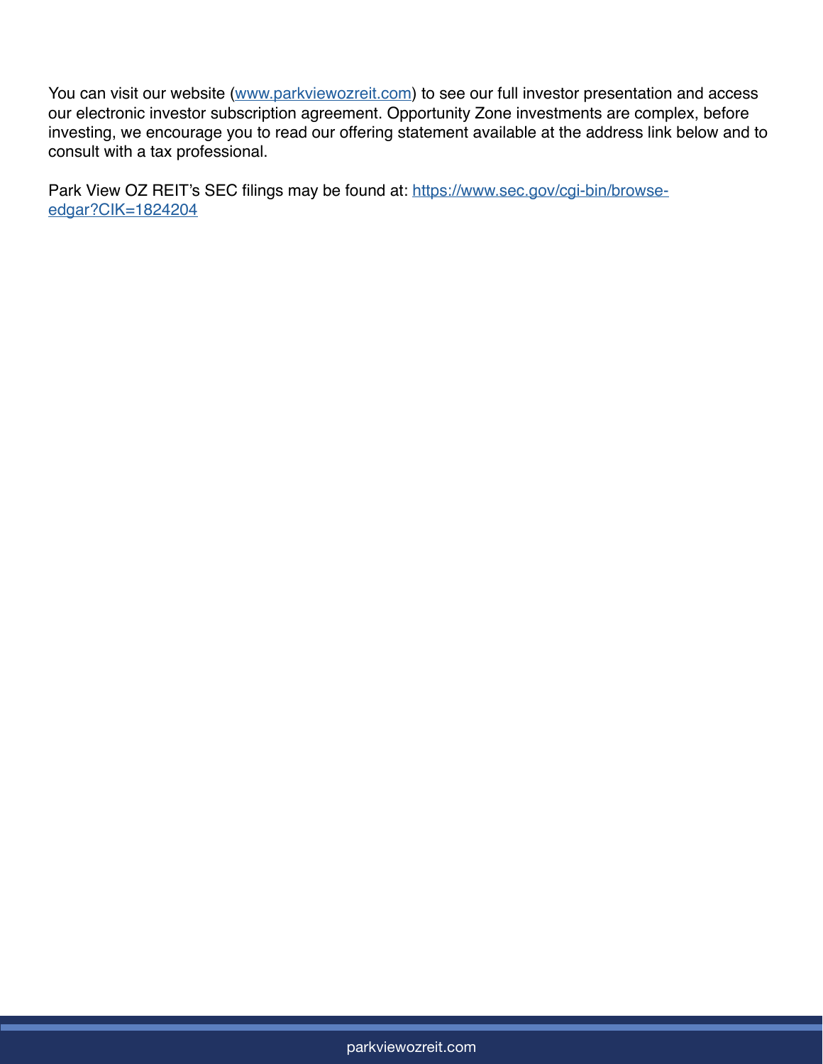You can visit our website (www.parkviewozreit.com) to see our full investor presentation and access our electronic investor subscription agreement. Opportunity Zone investments are complex, before investing, we encourage you to read our offering statement available at the address link below and to consult with a tax professional.

Park View OZ REIT's SEC filings may be found at: https://www.sec.gov/cgi-bin/browse-edgar?CIK=1824204